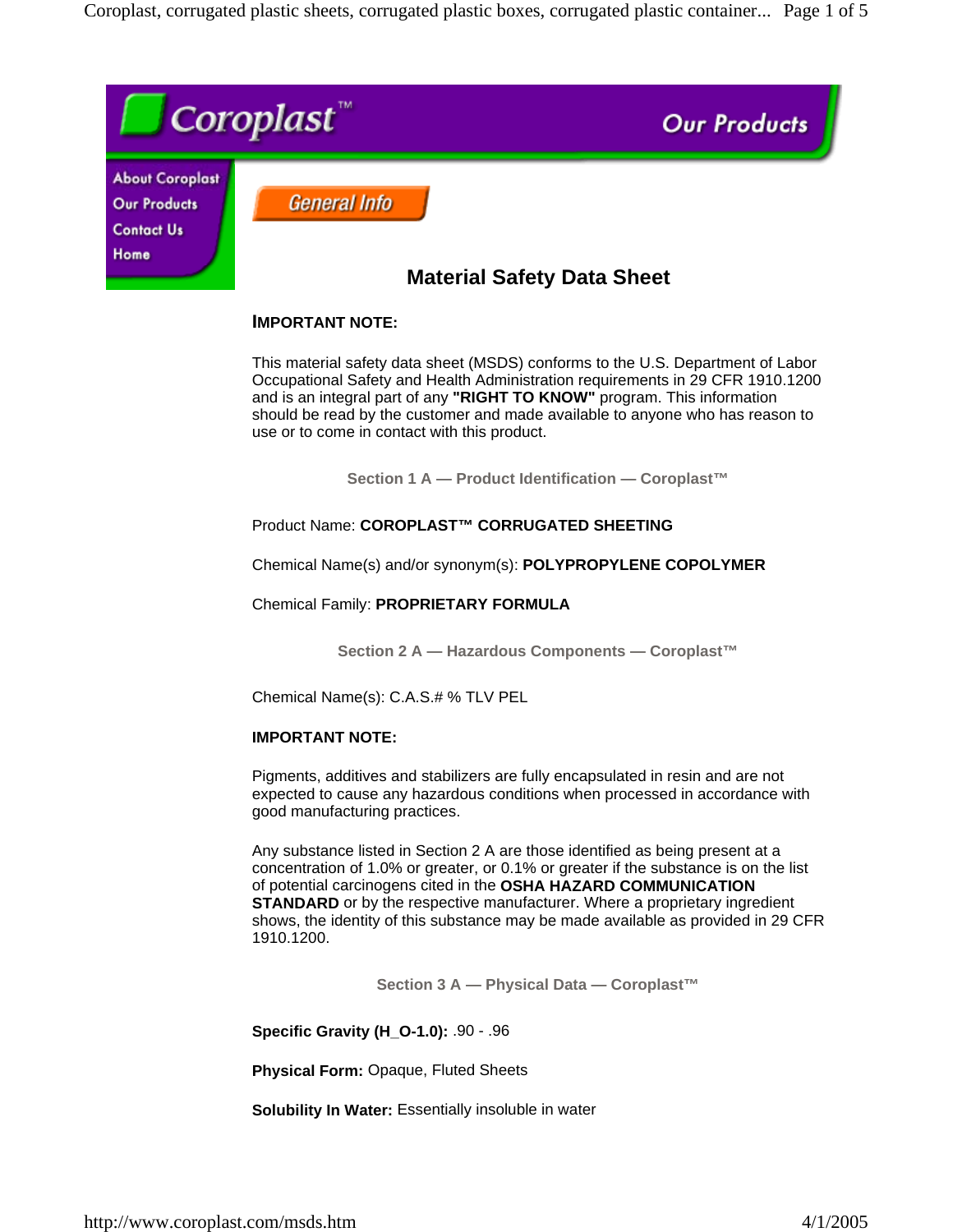Coroplast™

Our Products

About Coroplast
Our Products
Contact Us
Home

General Info

# Material Safety Data Sheet

**IMPORTANT NOTE:**

This material safety data sheet (MSDS) conforms to the U.S. Department of Labor Occupational Safety and Health Administration requirements in 29 CFR 1910.1200 and is an integral part of any **"RIGHT TO KNOW"** program. This information should be read by the customer and made available to anyone who has reason to use or to come in contact with this product.

## Section 1 A — Product Identification — Coroplast™

Product Name: **COROPLAST™ CORRUGATED SHEETING**

Chemical Name(s) and/or synonym(s): **POLYPROPYLENE COPOLYMER**

Chemical Family: **PROPRIETARY FORMULA**

## Section 2 A — Hazardous Components — Coroplast™

Chemical Name(s): C.A.S.# % TLV PEL

**IMPORTANT NOTE:**

Pigments, additives and stabilizers are fully encapsulated in resin and are not expected to cause any hazardous conditions when processed in accordance with good manufacturing practices.

Any substance listed in Section 2 A are those identified as being present at a concentration of 1.0% or greater, or 0.1% or greater if the substance is on the list of potential carcinogens cited in the **OSHA HAZARD COMMUNICATION STANDARD** or by the respective manufacturer. Where a proprietary ingredient shows, the identity of this substance may be made available as provided in 29 CFR 1910.1200.

## Section 3 A — Physical Data — Coroplast™

**Specific Gravity (H_O-1.0):** .90 - .96

**Physical Form:** Opaque, Fluted Sheets

**Solubility In Water:** Essentially insoluble in water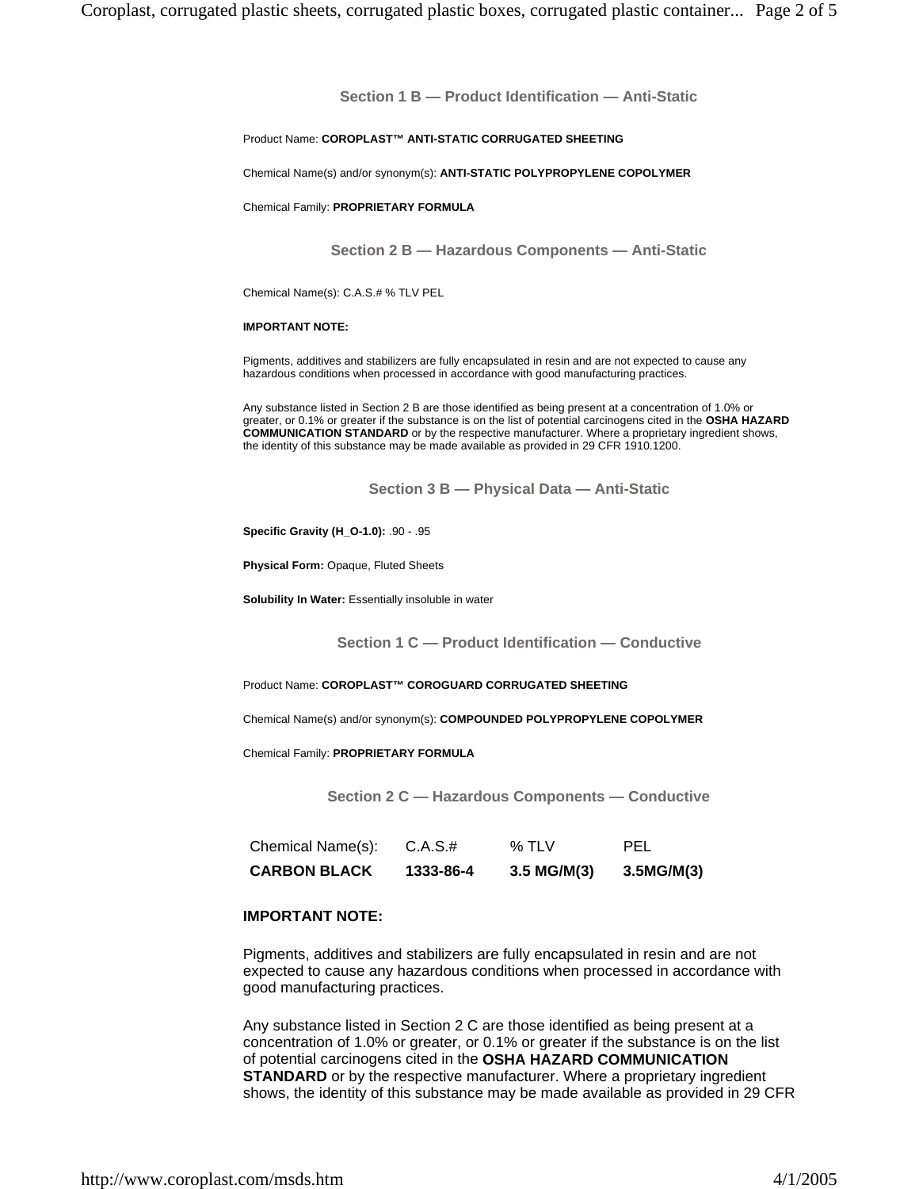## Section 1 B — Product Identification — Anti-Static

Product Name: **COROPLAST™ ANTI-STATIC CORRUGATED SHEETING**

Chemical Name(s) and/or synonym(s): **ANTI-STATIC POLYPROPYLENE COPOLYMER**

Chemical Family: **PROPRIETARY FORMULA**

## Section 2 B — Hazardous Components — Anti-Static

Chemical Name(s): C.A.S.# % TLV PEL

**IMPORTANT NOTE:**

Pigments, additives and stabilizers are fully encapsulated in resin and are not expected to cause any hazardous conditions when processed in accordance with good manufacturing practices.

Any substance listed in Section 2 B are those identified as being present at a concentration of 1.0% or greater, or 0.1% or greater if the substance is on the list of potential carcinogens cited in the **OSHA HAZARD COMMUNICATION STANDARD** or by the respective manufacturer. Where a proprietary ingredient shows, the identity of this substance may be made available as provided in 29 CFR 1910.1200.

## Section 3 B — Physical Data — Anti-Static

**Specific Gravity (H_O-1.0):** .90 - .95

**Physical Form:** Opaque, Fluted Sheets

**Solubility In Water:** Essentially insoluble in water

## Section 1 C — Product Identification — Conductive

Product Name: **COROPLAST™ COROGUARD CORRUGATED SHEETING**

Chemical Name(s) and/or synonym(s): **COMPOUNDED POLYPROPYLENE COPOLYMER**

Chemical Family: **PROPRIETARY FORMULA**

## Section 2 C — Hazardous Components — Conductive

| Chemical Name(s): | C.A.S.# | % TLV | PEL |
|---|---|---|---|
| **CARBON BLACK** | **1333-86-4** | **3.5 MG/M(3)** | **3.5MG/M(3)** |

**IMPORTANT NOTE:**

Pigments, additives and stabilizers are fully encapsulated in resin and are not expected to cause any hazardous conditions when processed in accordance with good manufacturing practices.

Any substance listed in Section 2 C are those identified as being present at a concentration of 1.0% or greater, or 0.1% or greater if the substance is on the list of potential carcinogens cited in the **OSHA HAZARD COMMUNICATION STANDARD** or by the respective manufacturer. Where a proprietary ingredient shows, the identity of this substance may be made available as provided in 29 CFR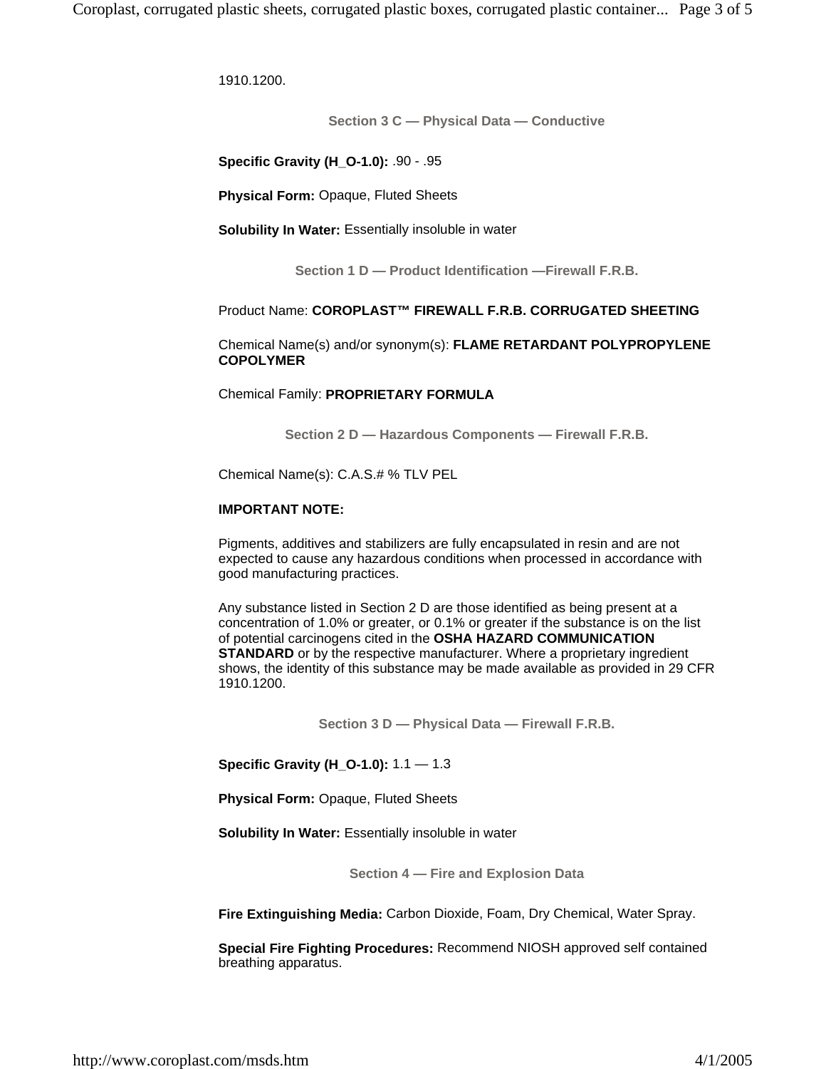1910.1200.

### Section 3 C — Physical Data — Conductive

**Specific Gravity (H_O-1.0):** .90 - .95

**Physical Form:** Opaque, Fluted Sheets

**Solubility In Water:** Essentially insoluble in water

### Section 1 D — Product Identification —Firewall F.R.B.

Product Name: **COROPLAST™ FIREWALL F.R.B. CORRUGATED SHEETING**

Chemical Name(s) and/or synonym(s): **FLAME RETARDANT POLYPROPYLENE COPOLYMER**

Chemical Family: **PROPRIETARY FORMULA**

### Section 2 D — Hazardous Components — Firewall F.R.B.

Chemical Name(s): C.A.S.# % TLV PEL

**IMPORTANT NOTE:**

Pigments, additives and stabilizers are fully encapsulated in resin and are not expected to cause any hazardous conditions when processed in accordance with good manufacturing practices.

Any substance listed in Section 2 D are those identified as being present at a concentration of 1.0% or greater, or 0.1% or greater if the substance is on the list of potential carcinogens cited in the **OSHA HAZARD COMMUNICATION STANDARD** or by the respective manufacturer. Where a proprietary ingredient shows, the identity of this substance may be made available as provided in 29 CFR 1910.1200.

### Section 3 D — Physical Data — Firewall F.R.B.

**Specific Gravity (H_O-1.0):** 1.1 — 1.3

**Physical Form:** Opaque, Fluted Sheets

**Solubility In Water:** Essentially insoluble in water

### Section 4 — Fire and Explosion Data

**Fire Extinguishing Media:** Carbon Dioxide, Foam, Dry Chemical, Water Spray.

**Special Fire Fighting Procedures:** Recommend NIOSH approved self contained breathing apparatus.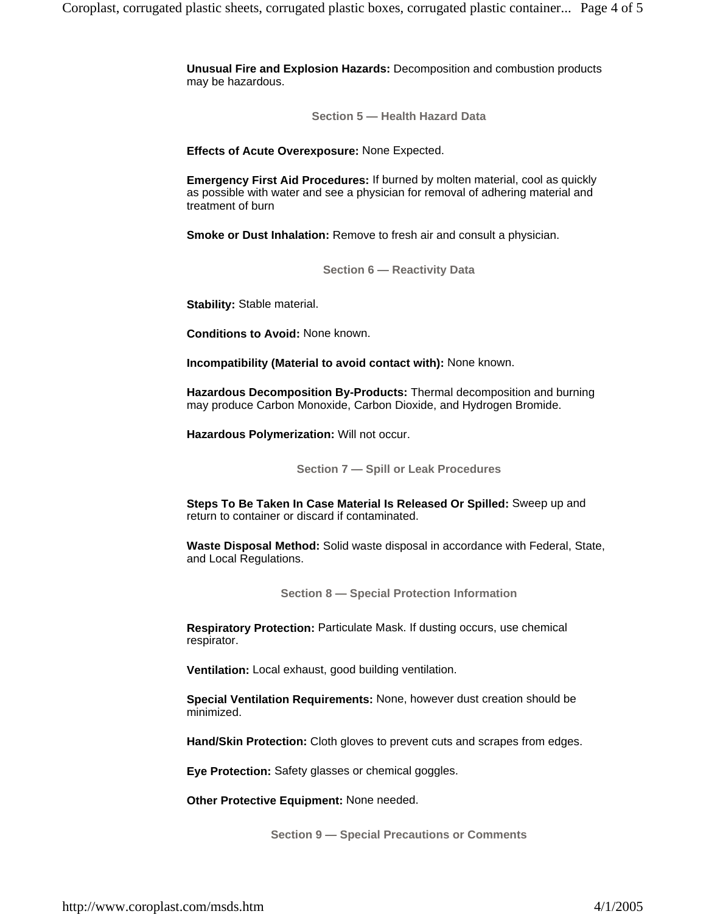**Unusual Fire and Explosion Hazards:** Decomposition and combustion products may be hazardous.

## Section 5 — Health Hazard Data

**Effects of Acute Overexposure:** None Expected.

**Emergency First Aid Procedures:** If burned by molten material, cool as quickly as possible with water and see a physician for removal of adhering material and treatment of burn

**Smoke or Dust Inhalation:** Remove to fresh air and consult a physician.

## Section 6 — Reactivity Data

**Stability:** Stable material.

**Conditions to Avoid:** None known.

**Incompatibility (Material to avoid contact with):** None known.

**Hazardous Decomposition By-Products:** Thermal decomposition and burning may produce Carbon Monoxide, Carbon Dioxide, and Hydrogen Bromide.

**Hazardous Polymerization:** Will not occur.

## Section 7 — Spill or Leak Procedures

**Steps To Be Taken In Case Material Is Released Or Spilled:** Sweep up and return to container or discard if contaminated.

**Waste Disposal Method:** Solid waste disposal in accordance with Federal, State, and Local Regulations.

## Section 8 — Special Protection Information

**Respiratory Protection:** Particulate Mask. If dusting occurs, use chemical respirator.

**Ventilation:** Local exhaust, good building ventilation.

**Special Ventilation Requirements:** None, however dust creation should be minimized.

**Hand/Skin Protection:** Cloth gloves to prevent cuts and scrapes from edges.

**Eye Protection:** Safety glasses or chemical goggles.

**Other Protective Equipment:** None needed.

## Section 9 — Special Precautions or Comments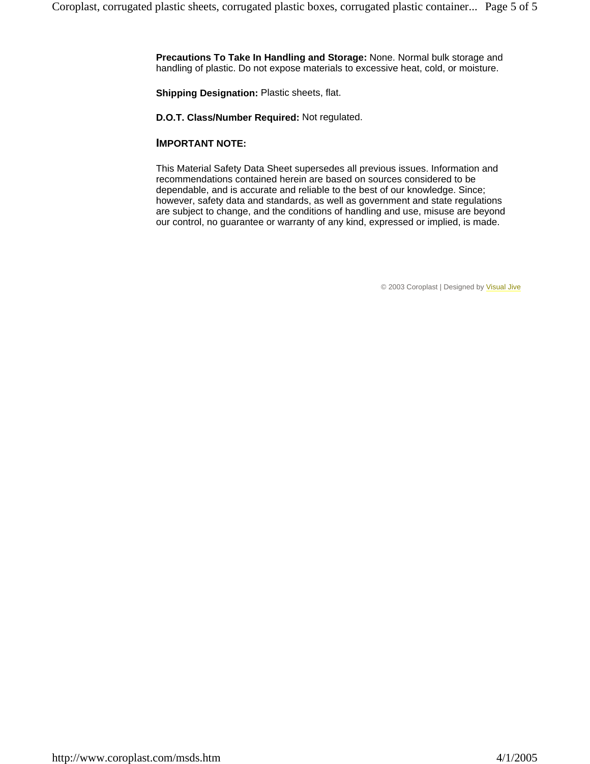**Precautions To Take In Handling and Storage:** None. Normal bulk storage and handling of plastic. Do not expose materials to excessive heat, cold, or moisture.

**Shipping Designation:** Plastic sheets, flat.

**D.O.T. Class/Number Required:** Not regulated.

**IMPORTANT NOTE:**

This Material Safety Data Sheet supersedes all previous issues. Information and recommendations contained herein are based on sources considered to be dependable, and is accurate and reliable to the best of our knowledge. Since; however, safety data and standards, as well as government and state regulations are subject to change, and the conditions of handling and use, misuse are beyond our control, no guarantee or warranty of any kind, expressed or implied, is made.

© 2003 Coroplast | Designed by Visual Jive